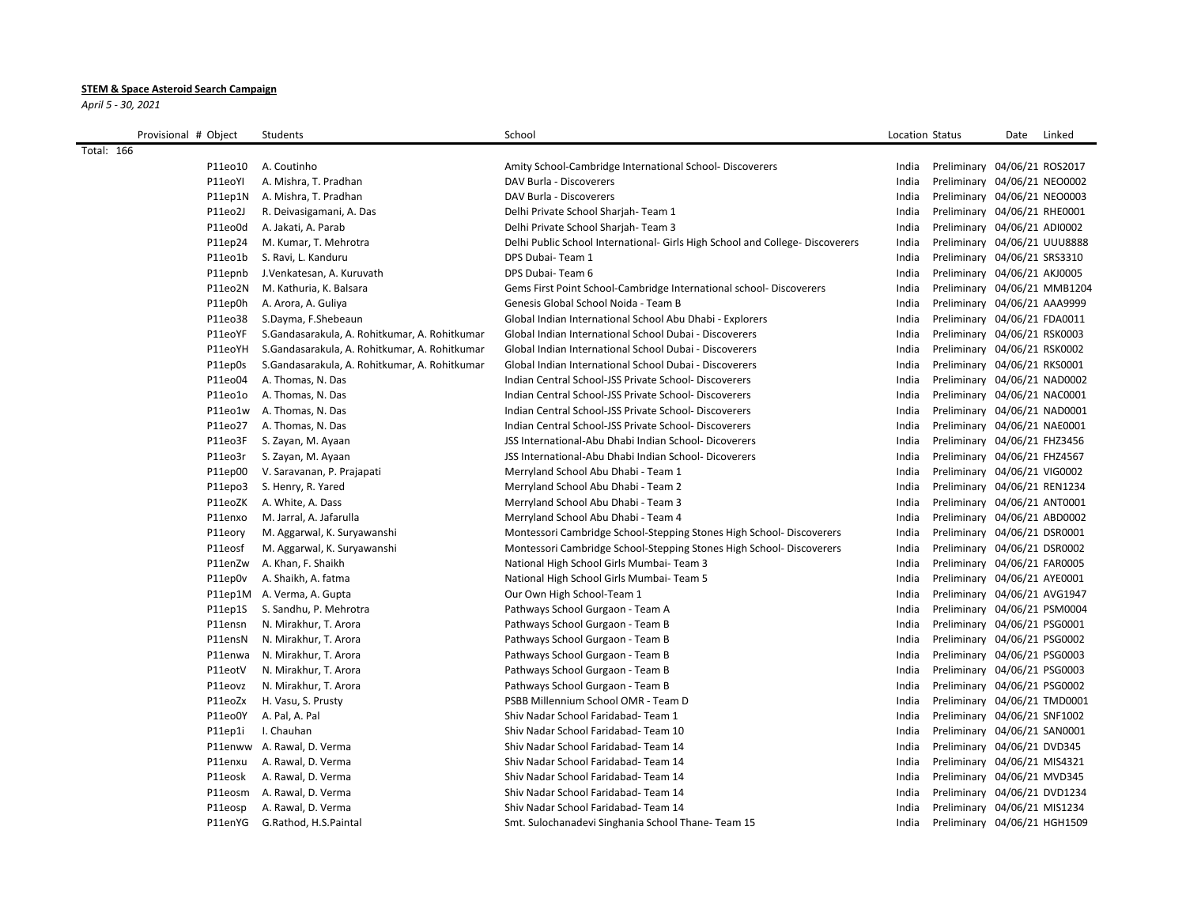**STEM & Space Asteroid Search Campaign**

*April 5 - 30, 2021*

| Provisional # | Object | Students | School | Location | Status | Date | Linked |
|---|---|---|---|---|---|---|---|
| Total: 166 | | | | | | | |
| | P11eo10 | A. Coutinho | Amity School-Cambridge International School- Discoverers | India | Preliminary | 04/06/21 | ROS2017 |
| | P11eoYI | A. Mishra, T. Pradhan | DAV Burla - Discoverers | India | Preliminary | 04/06/21 | NEO0002 |
| | P11ep1N | A. Mishra, T. Pradhan | DAV Burla - Discoverers | India | Preliminary | 04/06/21 | NEO0003 |
| | P11eo2J | R. Deivasigamani, A. Das | Delhi Private School Sharjah- Team 1 | India | Preliminary | 04/06/21 | RHE0001 |
| | P11eo0d | A. Jakati, A. Parab | Delhi Private School Sharjah- Team 3 | India | Preliminary | 04/06/21 | ADI0002 |
| | P11ep24 | M. Kumar, T. Mehrotra | Delhi Public School International- Girls High School and College- Discoverers | India | Preliminary | 04/06/21 | UUU8888 |
| | P11eo1b | S. Ravi, L. Kanduru | DPS Dubai- Team 1 | India | Preliminary | 04/06/21 | SRS3310 |
| | P11epnb | J.Venkatesan, A. Kuruvath | DPS Dubai- Team 6 | India | Preliminary | 04/06/21 | AKJ0005 |
| | P11eo2N | M. Kathuria, K. Balsara | Gems First Point School-Cambridge International school- Discoverers | India | Preliminary | 04/06/21 | MMB1204 |
| | P11ep0h | A. Arora, A. Guliya | Genesis Global School Noida - Team B | India | Preliminary | 04/06/21 | AAA9999 |
| | P11eo38 | S.Dayma, F.Shebeaun | Global Indian International School Abu Dhabi - Explorers | India | Preliminary | 04/06/21 | FDA0011 |
| | P11eoYF | S.Gandasarakula, A. Rohitkumar, A. Rohitkumar | Global Indian International School Dubai - Discoverers | India | Preliminary | 04/06/21 | RSK0003 |
| | P11eoYH | S.Gandasarakula, A. Rohitkumar, A. Rohitkumar | Global Indian International School Dubai - Discoverers | India | Preliminary | 04/06/21 | RSK0002 |
| | P11ep0s | S.Gandasarakula, A. Rohitkumar, A. Rohitkumar | Global Indian International School Dubai - Discoverers | India | Preliminary | 04/06/21 | RKS0001 |
| | P11eo04 | A. Thomas, N. Das | Indian Central School-JSS Private School- Discoverers | India | Preliminary | 04/06/21 | NAD0002 |
| | P11eo1o | A. Thomas, N. Das | Indian Central School-JSS Private School- Discoverers | India | Preliminary | 04/06/21 | NAC0001 |
| | P11eo1w | A. Thomas, N. Das | Indian Central School-JSS Private School- Discoverers | India | Preliminary | 04/06/21 | NAD0001 |
| | P11eo27 | A. Thomas, N. Das | Indian Central School-JSS Private School- Discoverers | India | Preliminary | 04/06/21 | NAE0001 |
| | P11eo3F | S. Zayan, M. Ayaan | JSS International-Abu Dhabi Indian School- Dicoverers | India | Preliminary | 04/06/21 | FHZ3456 |
| | P11eo3r | S. Zayan, M. Ayaan | JSS International-Abu Dhabi Indian School- Dicoverers | India | Preliminary | 04/06/21 | FHZ4567 |
| | P11ep00 | V. Saravanan, P. Prajapati | Merryland School Abu Dhabi - Team 1 | India | Preliminary | 04/06/21 | VIG0002 |
| | P11epo3 | S. Henry, R. Yared | Merryland School Abu Dhabi - Team 2 | India | Preliminary | 04/06/21 | REN1234 |
| | P11eoZK | A. White, A. Dass | Merryland School Abu Dhabi - Team 3 | India | Preliminary | 04/06/21 | ANT0001 |
| | P11enxo | M. Jarral, A. Jafarulla | Merryland School Abu Dhabi - Team 4 | India | Preliminary | 04/06/21 | ABD0002 |
| | P11eory | M. Aggarwal, K. Suryawanshi | Montessori Cambridge School-Stepping Stones High School- Discoverers | India | Preliminary | 04/06/21 | DSR0001 |
| | P11eosf | M. Aggarwal, K. Suryawanshi | Montessori Cambridge School-Stepping Stones High School- Discoverers | India | Preliminary | 04/06/21 | DSR0002 |
| | P11enZw | A. Khan, F. Shaikh | National High School Girls Mumbai- Team 3 | India | Preliminary | 04/06/21 | FAR0005 |
| | P11ep0v | A. Shaikh, A. fatma | National High School Girls Mumbai- Team 5 | India | Preliminary | 04/06/21 | AYE0001 |
| | P11ep1M | A. Verma, A. Gupta | Our Own High School-Team 1 | India | Preliminary | 04/06/21 | AVG1947 |
| | P11ep1S | S. Sandhu, P. Mehrotra | Pathways School Gurgaon - Team A | India | Preliminary | 04/06/21 | PSM0004 |
| | P11ensn | N. Mirakhur, T. Arora | Pathways School Gurgaon - Team B | India | Preliminary | 04/06/21 | PSG0001 |
| | P11ensN | N. Mirakhur, T. Arora | Pathways School Gurgaon - Team B | India | Preliminary | 04/06/21 | PSG0002 |
| | P11enwa | N. Mirakhur, T. Arora | Pathways School Gurgaon - Team B | India | Preliminary | 04/06/21 | PSG0003 |
| | P11eotV | N. Mirakhur, T. Arora | Pathways School Gurgaon - Team B | India | Preliminary | 04/06/21 | PSG0003 |
| | P11eovz | N. Mirakhur, T. Arora | Pathways School Gurgaon - Team B | India | Preliminary | 04/06/21 | PSG0002 |
| | P11eoZx | H. Vasu, S. Prusty | PSBB Millennium School OMR - Team D | India | Preliminary | 04/06/21 | TMD0001 |
| | P11eo0Y | A. Pal, A. Pal | Shiv Nadar School Faridabad- Team 1 | India | Preliminary | 04/06/21 | SNF1002 |
| | P11ep1i | I. Chauhan | Shiv Nadar School Faridabad- Team 10 | India | Preliminary | 04/06/21 | SAN0001 |
| | P11enww | A. Rawal, D. Verma | Shiv Nadar School Faridabad- Team 14 | India | Preliminary | 04/06/21 | DVD345 |
| | P11enxu | A. Rawal, D. Verma | Shiv Nadar School Faridabad- Team 14 | India | Preliminary | 04/06/21 | MIS4321 |
| | P11eosk | A. Rawal, D. Verma | Shiv Nadar School Faridabad- Team 14 | India | Preliminary | 04/06/21 | MVD345 |
| | P11eosm | A. Rawal, D. Verma | Shiv Nadar School Faridabad- Team 14 | India | Preliminary | 04/06/21 | DVD1234 |
| | P11eosp | A. Rawal, D. Verma | Shiv Nadar School Faridabad- Team 14 | India | Preliminary | 04/06/21 | MIS1234 |
| | P11enYG | G.Rathod, H.S.Paintal | Smt. Sulochanadevi Singhania School Thane- Team 15 | India | Preliminary | 04/06/21 | HGH1509 |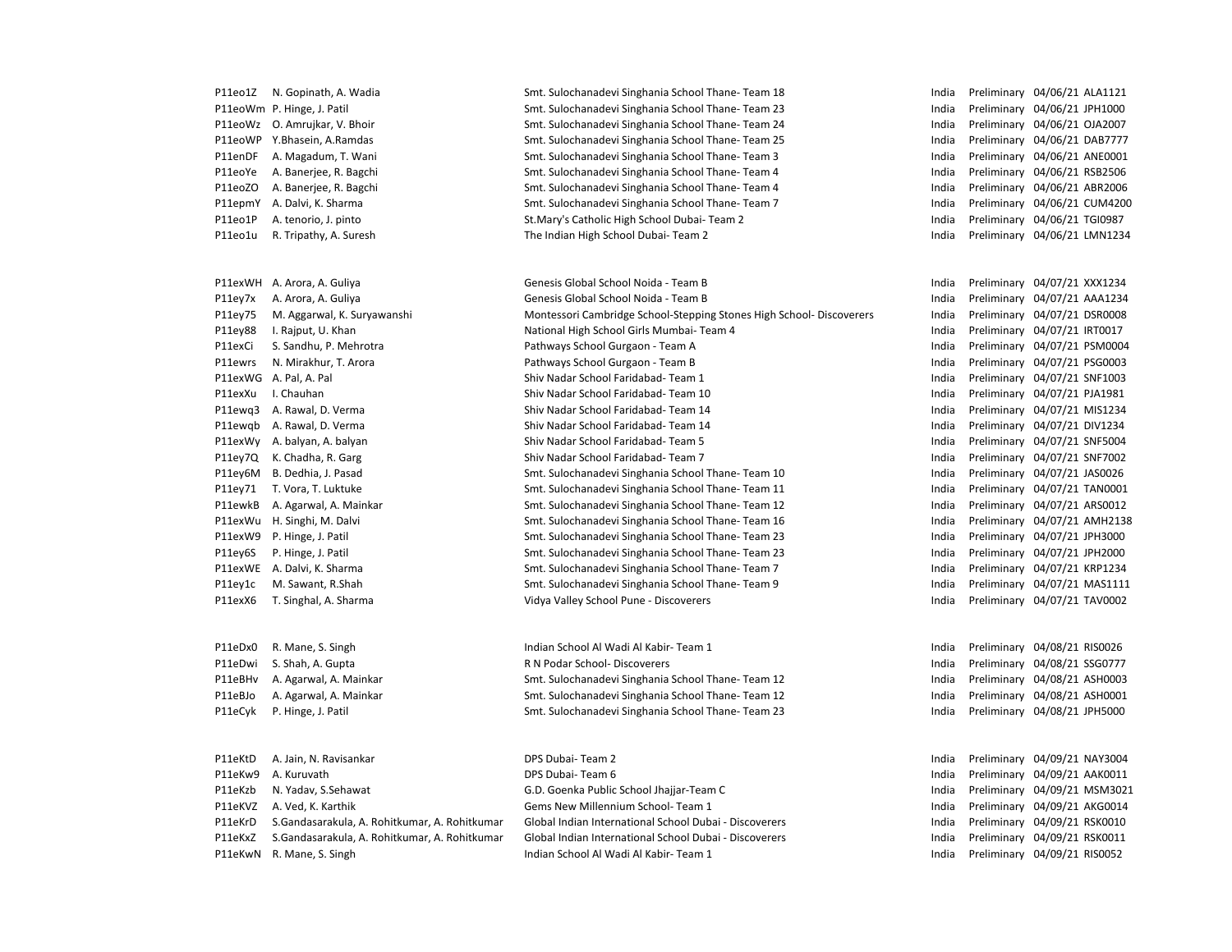| | | | | | | |
|---|---|---|---|---|---|---|
| P11eo1Z | N. Gopinath, A. Wadia | Smt. Sulochanadevi Singhania School Thane- Team 18 | India | Preliminary | 04/06/21 | ALA1121 |
| P11eoWm | P. Hinge, J. Patil | Smt. Sulochanadevi Singhania School Thane- Team 23 | India | Preliminary | 04/06/21 | JPH1000 |
| P11eoWz | O. Amrujkar, V. Bhoir | Smt. Sulochanadevi Singhania School Thane- Team 24 | India | Preliminary | 04/06/21 | OJA2007 |
| P11eoWP | Y.Bhasein, A.Ramdas | Smt. Sulochanadevi Singhania School Thane- Team 25 | India | Preliminary | 04/06/21 | DAB7777 |
| P11enDF | A. Magadum, T. Wani | Smt. Sulochanadevi Singhania School Thane- Team 3 | India | Preliminary | 04/06/21 | ANE0001 |
| P11eoYe | A. Banerjee, R. Bagchi | Smt. Sulochanadevi Singhania School Thane- Team 4 | India | Preliminary | 04/06/21 | RSB2506 |
| P11eoZO | A. Banerjee, R. Bagchi | Smt. Sulochanadevi Singhania School Thane- Team 4 | India | Preliminary | 04/06/21 | ABR2006 |
| P11epmY | A. Dalvi, K. Sharma | Smt. Sulochanadevi Singhania School Thane- Team 7 | India | Preliminary | 04/06/21 | CUM4200 |
| P11eo1P | A. tenorio, J. pinto | St.Mary's Catholic High School Dubai- Team 2 | India | Preliminary | 04/06/21 | TGI0987 |
| P11eo1u | R. Tripathy, A. Suresh | The Indian High School Dubai- Team 2 | India | Preliminary | 04/06/21 | LMN1234 |
| | | | | | | |
| P11exWH | A. Arora, A. Guliya | Genesis Global School Noida - Team B | India | Preliminary | 04/07/21 | XXX1234 |
| P11ey7x | A. Arora, A. Guliya | Genesis Global School Noida - Team B | India | Preliminary | 04/07/21 | AAA1234 |
| P11ey75 | M. Aggarwal, K. Suryawanshi | Montessori Cambridge School-Stepping Stones High School- Discoverers | India | Preliminary | 04/07/21 | DSR0008 |
| P11ey88 | I. Rajput, U. Khan | National High School Girls Mumbai- Team 4 | India | Preliminary | 04/07/21 | IRT0017 |
| P11exCi | S. Sandhu, P. Mehrotra | Pathways School Gurgaon - Team A | India | Preliminary | 04/07/21 | PSM0004 |
| P11ewrs | N. Mirakhur, T. Arora | Pathways School Gurgaon - Team B | India | Preliminary | 04/07/21 | PSG0003 |
| P11exWG | A. Pal, A. Pal | Shiv Nadar School Faridabad- Team 1 | India | Preliminary | 04/07/21 | SNF1003 |
| P11exXu | I. Chauhan | Shiv Nadar School Faridabad- Team 10 | India | Preliminary | 04/07/21 | PJA1981 |
| P11ewq3 | A. Rawal, D. Verma | Shiv Nadar School Faridabad- Team 14 | India | Preliminary | 04/07/21 | MIS1234 |
| P11ewqb | A. Rawal, D. Verma | Shiv Nadar School Faridabad- Team 14 | India | Preliminary | 04/07/21 | DIV1234 |
| P11exWy | A. balyan, A. balyan | Shiv Nadar School Faridabad- Team 5 | India | Preliminary | 04/07/21 | SNF5004 |
| P11ey7Q | K. Chadha, R. Garg | Shiv Nadar School Faridabad- Team 7 | India | Preliminary | 04/07/21 | SNF7002 |
| P11ey6M | B. Dedhia, J. Pasad | Smt. Sulochanadevi Singhania School Thane- Team 10 | India | Preliminary | 04/07/21 | JAS0026 |
| P11ey71 | T. Vora, T. Luktuke | Smt. Sulochanadevi Singhania School Thane- Team 11 | India | Preliminary | 04/07/21 | TAN0001 |
| P11ewkB | A. Agarwal, A. Mainkar | Smt. Sulochanadevi Singhania School Thane- Team 12 | India | Preliminary | 04/07/21 | ARS0012 |
| P11exWu | H. Singhi, M. Dalvi | Smt. Sulochanadevi Singhania School Thane- Team 16 | India | Preliminary | 04/07/21 | AMH2138 |
| P11exW9 | P. Hinge, J. Patil | Smt. Sulochanadevi Singhania School Thane- Team 23 | India | Preliminary | 04/07/21 | JPH3000 |
| P11ey6S | P. Hinge, J. Patil | Smt. Sulochanadevi Singhania School Thane- Team 23 | India | Preliminary | 04/07/21 | JPH2000 |
| P11exWE | A. Dalvi, K. Sharma | Smt. Sulochanadevi Singhania School Thane- Team 7 | India | Preliminary | 04/07/21 | KRP1234 |
| P11ey1c | M. Sawant, R.Shah | Smt. Sulochanadevi Singhania School Thane- Team 9 | India | Preliminary | 04/07/21 | MAS1111 |
| P11exX6 | T. Singhal, A. Sharma | Vidya Valley School Pune - Discoverers | India | Preliminary | 04/07/21 | TAV0002 |
| | | | | | | |
| P11eDx0 | R. Mane, S. Singh | Indian School Al Wadi Al Kabir- Team 1 | India | Preliminary | 04/08/21 | RIS0026 |
| P11eDwi | S. Shah, A. Gupta | R N Podar School- Discoverers | India | Preliminary | 04/08/21 | SSG0777 |
| P11eBHv | A. Agarwal, A. Mainkar | Smt. Sulochanadevi Singhania School Thane- Team 12 | India | Preliminary | 04/08/21 | ASH0003 |
| P11eBJo | A. Agarwal, A. Mainkar | Smt. Sulochanadevi Singhania School Thane- Team 12 | India | Preliminary | 04/08/21 | ASH0001 |
| P11eCyk | P. Hinge, J. Patil | Smt. Sulochanadevi Singhania School Thane- Team 23 | India | Preliminary | 04/08/21 | JPH5000 |
| | | | | | | |
| P11eKtD | A. Jain, N. Ravisankar | DPS Dubai- Team 2 | India | Preliminary | 04/09/21 | NAY3004 |
| P11eKw9 | A. Kuruvath | DPS Dubai- Team 6 | India | Preliminary | 04/09/21 | AAK0011 |
| P11eKzb | N. Yadav, S.Sehawat | G.D. Goenka Public School Jhajjar-Team C | India | Preliminary | 04/09/21 | MSM3021 |
| P11eKVZ | A. Ved, K. Karthik | Gems New Millennium School- Team 1 | India | Preliminary | 04/09/21 | AKG0014 |
| P11eKrD | S.Gandasarakula, A. Rohitkumar, A. Rohitkumar | Global Indian International School Dubai - Discoverers | India | Preliminary | 04/09/21 | RSK0010 |
| P11eKxZ | S.Gandasarakula, A. Rohitkumar, A. Rohitkumar | Global Indian International School Dubai - Discoverers | India | Preliminary | 04/09/21 | RSK0011 |
| P11eKwN | R. Mane, S. Singh | Indian School Al Wadi Al Kabir- Team 1 | India | Preliminary | 04/09/21 | RIS0052 |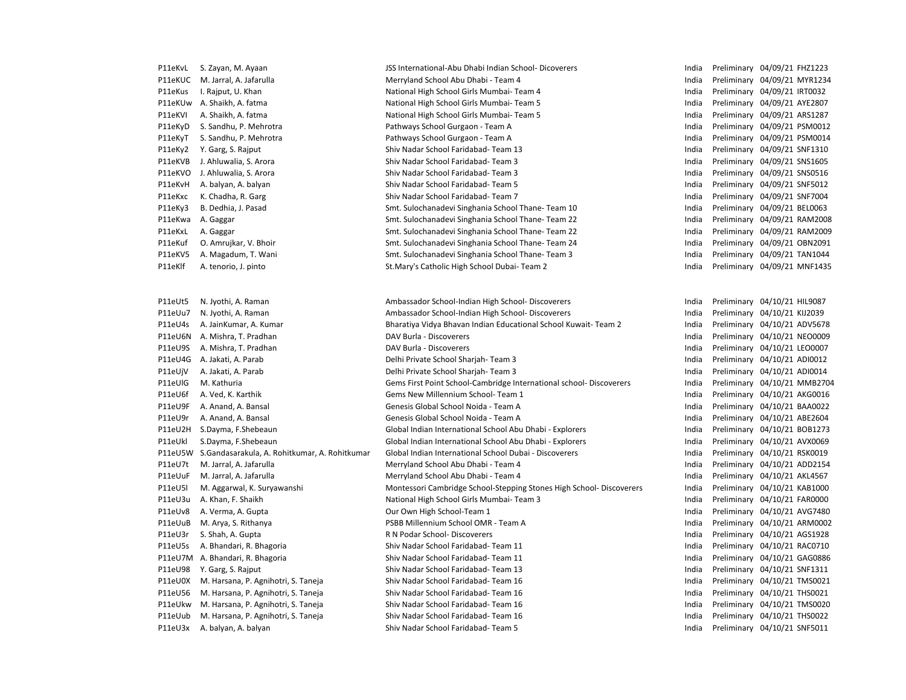| | | | | | | |
|---|---|---|---|---|---|---|
| P11eKvL | S. Zayan, M. Ayaan | JSS International-Abu Dhabi Indian School- Dicoverers | India | Preliminary | 04/09/21 | FHZ1223 |
| P11eKUC | M. Jarral, A. Jafarulla | Merryland School Abu Dhabi - Team 4 | India | Preliminary | 04/09/21 | MYR1234 |
| P11eKus | I. Rajput, U. Khan | National High School Girls Mumbai- Team 4 | India | Preliminary | 04/09/21 | IRT0032 |
| P11eKUw | A. Shaikh, A. fatma | National High School Girls Mumbai- Team 5 | India | Preliminary | 04/09/21 | AYE2807 |
| P11eKVI | A. Shaikh, A. fatma | National High School Girls Mumbai- Team 5 | India | Preliminary | 04/09/21 | ARS1287 |
| P11eKyD | S. Sandhu, P. Mehrotra | Pathways School Gurgaon - Team A | India | Preliminary | 04/09/21 | PSM0012 |
| P11eKyT | S. Sandhu, P. Mehrotra | Pathways School Gurgaon - Team A | India | Preliminary | 04/09/21 | PSM0014 |
| P11eKy2 | Y. Garg, S. Rajput | Shiv Nadar School Faridabad- Team 13 | India | Preliminary | 04/09/21 | SNF1310 |
| P11eKVB | J. Ahluwalia, S. Arora | Shiv Nadar School Faridabad- Team 3 | India | Preliminary | 04/09/21 | SNS1605 |
| P11eKVO | J. Ahluwalia, S. Arora | Shiv Nadar School Faridabad- Team 3 | India | Preliminary | 04/09/21 | SNS0516 |
| P11eKvH | A. balyan, A. balyan | Shiv Nadar School Faridabad- Team 5 | India | Preliminary | 04/09/21 | SNF5012 |
| P11eKxc | K. Chadha, R. Garg | Shiv Nadar School Faridabad- Team 7 | India | Preliminary | 04/09/21 | SNF7004 |
| P11eKy3 | B. Dedhia, J. Pasad | Smt. Sulochanadevi Singhania School Thane- Team 10 | India | Preliminary | 04/09/21 | BEL0063 |
| P11eKwa | A. Gaggar | Smt. Sulochanadevi Singhania School Thane- Team 22 | India | Preliminary | 04/09/21 | RAM2008 |
| P11eKxL | A. Gaggar | Smt. Sulochanadevi Singhania School Thane- Team 22 | India | Preliminary | 04/09/21 | RAM2009 |
| P11eKuf | O. Amrujkar, V. Bhoir | Smt. Sulochanadevi Singhania School Thane- Team 24 | India | Preliminary | 04/09/21 | OBN2091 |
| P11eKV5 | A. Magadum, T. Wani | Smt. Sulochanadevi Singhania School Thane- Team 3 | India | Preliminary | 04/09/21 | TAN1044 |
| P11eKlf | A. tenorio, J. pinto | St.Mary's Catholic High School Dubai- Team 2 | India | Preliminary | 04/09/21 | MNF1435 |

| | | | | | | |
|---|---|---|---|---|---|---|
| P11eUt5 | N. Jyothi, A. Raman | Ambassador School-Indian High School- Discoverers | India | Preliminary | 04/10/21 | HIL9087 |
| P11eUu7 | N. Jyothi, A. Raman | Ambassador School-Indian High School- Discoverers | India | Preliminary | 04/10/21 | KIJ2039 |
| P11eU4s | A. JainKumar, A. Kumar | Bharatiya Vidya Bhavan Indian Educational School Kuwait- Team 2 | India | Preliminary | 04/10/21 | ADV5678 |
| P11eU6N | A. Mishra, T. Pradhan | DAV Burla - Discoverers | India | Preliminary | 04/10/21 | NEO0009 |
| P11eU9S | A. Mishra, T. Pradhan | DAV Burla - Discoverers | India | Preliminary | 04/10/21 | LEO0007 |
| P11eU4G | A. Jakati, A. Parab | Delhi Private School Sharjah- Team 3 | India | Preliminary | 04/10/21 | ADI0012 |
| P11eUjV | A. Jakati, A. Parab | Delhi Private School Sharjah- Team 3 | India | Preliminary | 04/10/21 | ADI0014 |
| P11eUlG | M. Kathuria | Gems First Point School-Cambridge International school- Discoverers | India | Preliminary | 04/10/21 | MMB2704 |
| P11eU6f | A. Ved, K. Karthik | Gems New Millennium School- Team 1 | India | Preliminary | 04/10/21 | AKG0016 |
| P11eU9F | A. Anand, A. Bansal | Genesis Global School Noida - Team A | India | Preliminary | 04/10/21 | BAA0022 |
| P11eU9r | A. Anand, A. Bansal | Genesis Global School Noida - Team A | India | Preliminary | 04/10/21 | ABE2604 |
| P11eU2H | S.Dayma, F.Shebeaun | Global Indian International School Abu Dhabi - Explorers | India | Preliminary | 04/10/21 | BOB1273 |
| P11eUkl | S.Dayma, F.Shebeaun | Global Indian International School Abu Dhabi - Explorers | India | Preliminary | 04/10/21 | AVX0069 |
| P11eU5W | S.Gandasarakula, A. Rohitkumar, A. Rohitkumar | Global Indian International School Dubai - Discoverers | India | Preliminary | 04/10/21 | RSK0019 |
| P11eU7t | M. Jarral, A. Jafarulla | Merryland School Abu Dhabi - Team 4 | India | Preliminary | 04/10/21 | ADD2154 |
| P11eUuF | M. Jarral, A. Jafarulla | Merryland School Abu Dhabi - Team 4 | India | Preliminary | 04/10/21 | AKL4567 |
| P11eU5l | M. Aggarwal, K. Suryawanshi | Montessori Cambridge School-Stepping Stones High School- Discoverers | India | Preliminary | 04/10/21 | KAB1000 |
| P11eU3u | A. Khan, F. Shaikh | National High School Girls Mumbai- Team 3 | India | Preliminary | 04/10/21 | FAR0000 |
| P11eUv8 | A. Verma, A. Gupta | Our Own High School-Team 1 | India | Preliminary | 04/10/21 | AVG7480 |
| P11eUuB | M. Arya, S. Rithanya | PSBB Millennium School OMR - Team A | India | Preliminary | 04/10/21 | ARM0002 |
| P11eU3r | S. Shah, A. Gupta | R N Podar School- Discoverers | India | Preliminary | 04/10/21 | AGS1928 |
| P11eU5s | A. Bhandari, R. Bhagoria | Shiv Nadar School Faridabad- Team 11 | India | Preliminary | 04/10/21 | RAC0710 |
| P11eU7M | A. Bhandari, R. Bhagoria | Shiv Nadar School Faridabad- Team 11 | India | Preliminary | 04/10/21 | GAG0886 |
| P11eU98 | Y. Garg, S. Rajput | Shiv Nadar School Faridabad- Team 13 | India | Preliminary | 04/10/21 | SNF1311 |
| P11eU0X | M. Harsana, P. Agnihotri, S. Taneja | Shiv Nadar School Faridabad- Team 16 | India | Preliminary | 04/10/21 | TMS0021 |
| P11eU56 | M. Harsana, P. Agnihotri, S. Taneja | Shiv Nadar School Faridabad- Team 16 | India | Preliminary | 04/10/21 | THS0021 |
| P11eUkw | M. Harsana, P. Agnihotri, S. Taneja | Shiv Nadar School Faridabad- Team 16 | India | Preliminary | 04/10/21 | TMS0020 |
| P11eUub | M. Harsana, P. Agnihotri, S. Taneja | Shiv Nadar School Faridabad- Team 16 | India | Preliminary | 04/10/21 | THS0022 |
| P11eU3x | A. balyan, A. balyan | Shiv Nadar School Faridabad- Team 5 | India | Preliminary | 04/10/21 | SNF5011 |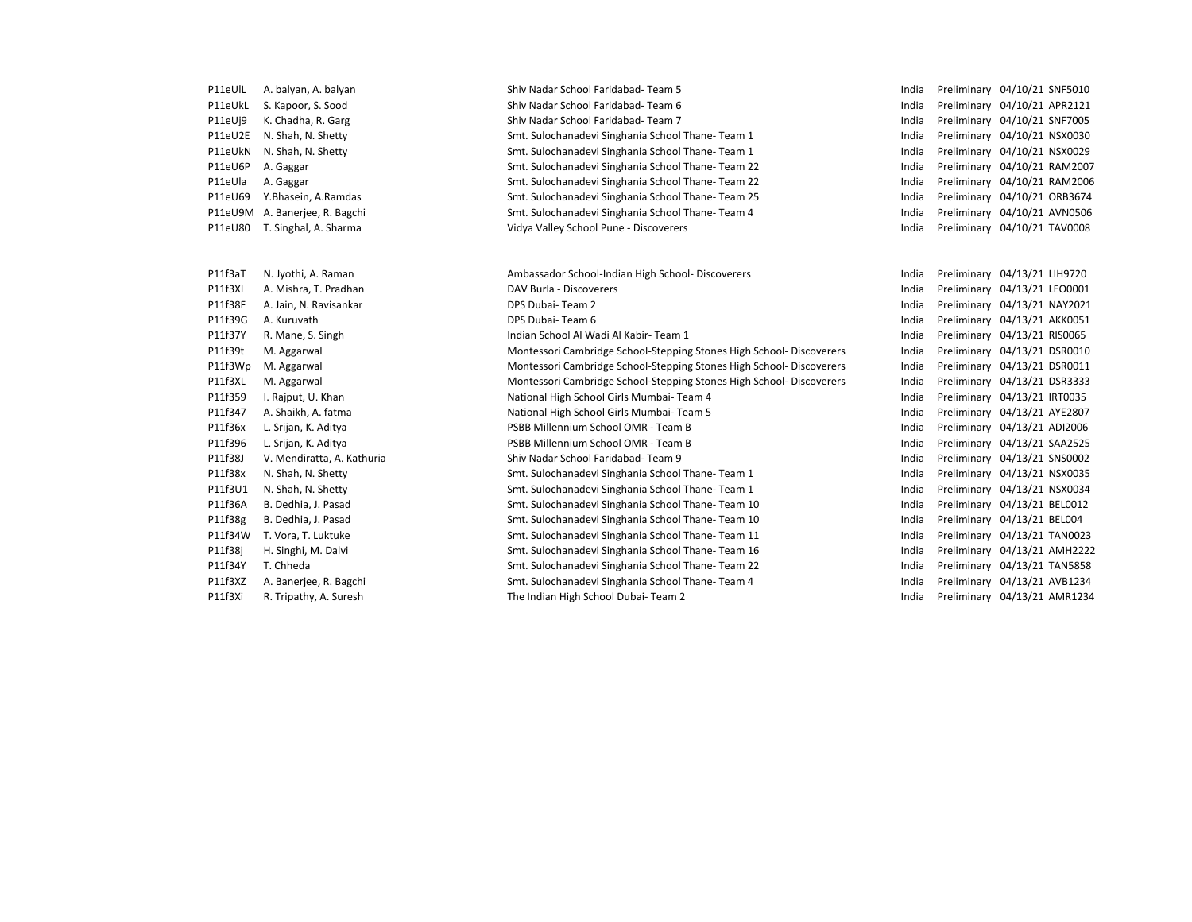| | | | | | | |
|---|---|---|---|---|---|---|
| P11eUlL | A. balyan, A. balyan | Shiv Nadar School Faridabad- Team 5 | India | Preliminary | 04/10/21 | SNF5010 |
| P11eUkL | S. Kapoor, S. Sood | Shiv Nadar School Faridabad- Team 6 | India | Preliminary | 04/10/21 | APR2121 |
| P11eUj9 | K. Chadha, R. Garg | Shiv Nadar School Faridabad- Team 7 | India | Preliminary | 04/10/21 | SNF7005 |
| P11eU2E | N. Shah, N. Shetty | Smt. Sulochanadevi Singhania School Thane- Team 1 | India | Preliminary | 04/10/21 | NSX0030 |
| P11eUkN | N. Shah, N. Shetty | Smt. Sulochanadevi Singhania School Thane- Team 1 | India | Preliminary | 04/10/21 | NSX0029 |
| P11eU6P | A. Gaggar | Smt. Sulochanadevi Singhania School Thane- Team 22 | India | Preliminary | 04/10/21 | RAM2007 |
| P11eUla | A. Gaggar | Smt. Sulochanadevi Singhania School Thane- Team 22 | India | Preliminary | 04/10/21 | RAM2006 |
| P11eU69 | Y.Bhasein, A.Ramdas | Smt. Sulochanadevi Singhania School Thane- Team 25 | India | Preliminary | 04/10/21 | ORB3674 |
| P11eU9M | A. Banerjee, R. Bagchi | Smt. Sulochanadevi Singhania School Thane- Team 4 | India | Preliminary | 04/10/21 | AVN0506 |
| P11eU80 | T. Singhal, A. Sharma | Vidya Valley School Pune - Discoverers | India | Preliminary | 04/10/21 | TAV0008 |
| P11f3aT | N. Jyothi, A. Raman | Ambassador School-Indian High School- Discoverers | India | Preliminary | 04/13/21 | LIH9720 |
| P11f3Xl | A. Mishra, T. Pradhan | DAV Burla - Discoverers | India | Preliminary | 04/13/21 | LEO0001 |
| P11f38F | A. Jain, N. Ravisankar | DPS Dubai- Team 2 | India | Preliminary | 04/13/21 | NAY2021 |
| P11f39G | A. Kuruvath | DPS Dubai- Team 6 | India | Preliminary | 04/13/21 | AKK0051 |
| P11f37Y | R. Mane, S. Singh | Indian School Al Wadi Al Kabir- Team 1 | India | Preliminary | 04/13/21 | RIS0065 |
| P11f39t | M. Aggarwal | Montessori Cambridge School-Stepping Stones High School- Discoverers | India | Preliminary | 04/13/21 | DSR0010 |
| P11f3Wp | M. Aggarwal | Montessori Cambridge School-Stepping Stones High School- Discoverers | India | Preliminary | 04/13/21 | DSR0011 |
| P11f3XL | M. Aggarwal | Montessori Cambridge School-Stepping Stones High School- Discoverers | India | Preliminary | 04/13/21 | DSR3333 |
| P11f359 | I. Rajput, U. Khan | National High School Girls Mumbai- Team 4 | India | Preliminary | 04/13/21 | IRT0035 |
| P11f347 | A. Shaikh, A. fatma | National High School Girls Mumbai- Team 5 | India | Preliminary | 04/13/21 | AYE2807 |
| P11f36x | L. Srijan, K. Aditya | PSBB Millennium School OMR - Team B | India | Preliminary | 04/13/21 | ADI2006 |
| P11f396 | L. Srijan, K. Aditya | PSBB Millennium School OMR - Team B | India | Preliminary | 04/13/21 | SAA2525 |
| P11f38J | V. Mendiratta, A. Kathuria | Shiv Nadar School Faridabad- Team 9 | India | Preliminary | 04/13/21 | SNS0002 |
| P11f38x | N. Shah, N. Shetty | Smt. Sulochanadevi Singhania School Thane- Team 1 | India | Preliminary | 04/13/21 | NSX0035 |
| P11f3U1 | N. Shah, N. Shetty | Smt. Sulochanadevi Singhania School Thane- Team 1 | India | Preliminary | 04/13/21 | NSX0034 |
| P11f36A | B. Dedhia, J. Pasad | Smt. Sulochanadevi Singhania School Thane- Team 10 | India | Preliminary | 04/13/21 | BEL0012 |
| P11f38g | B. Dedhia, J. Pasad | Smt. Sulochanadevi Singhania School Thane- Team 10 | India | Preliminary | 04/13/21 | BEL004 |
| P11f34W | T. Vora, T. Luktuke | Smt. Sulochanadevi Singhania School Thane- Team 11 | India | Preliminary | 04/13/21 | TAN0023 |
| P11f38j | H. Singhi, M. Dalvi | Smt. Sulochanadevi Singhania School Thane- Team 16 | India | Preliminary | 04/13/21 | AMH2222 |
| P11f34Y | T. Chheda | Smt. Sulochanadevi Singhania School Thane- Team 22 | India | Preliminary | 04/13/21 | TAN5858 |
| P11f3XZ | A. Banerjee, R. Bagchi | Smt. Sulochanadevi Singhania School Thane- Team 4 | India | Preliminary | 04/13/21 | AVB1234 |
| P11f3Xi | R. Tripathy, A. Suresh | The Indian High School Dubai- Team 2 | India | Preliminary | 04/13/21 | AMR1234 |